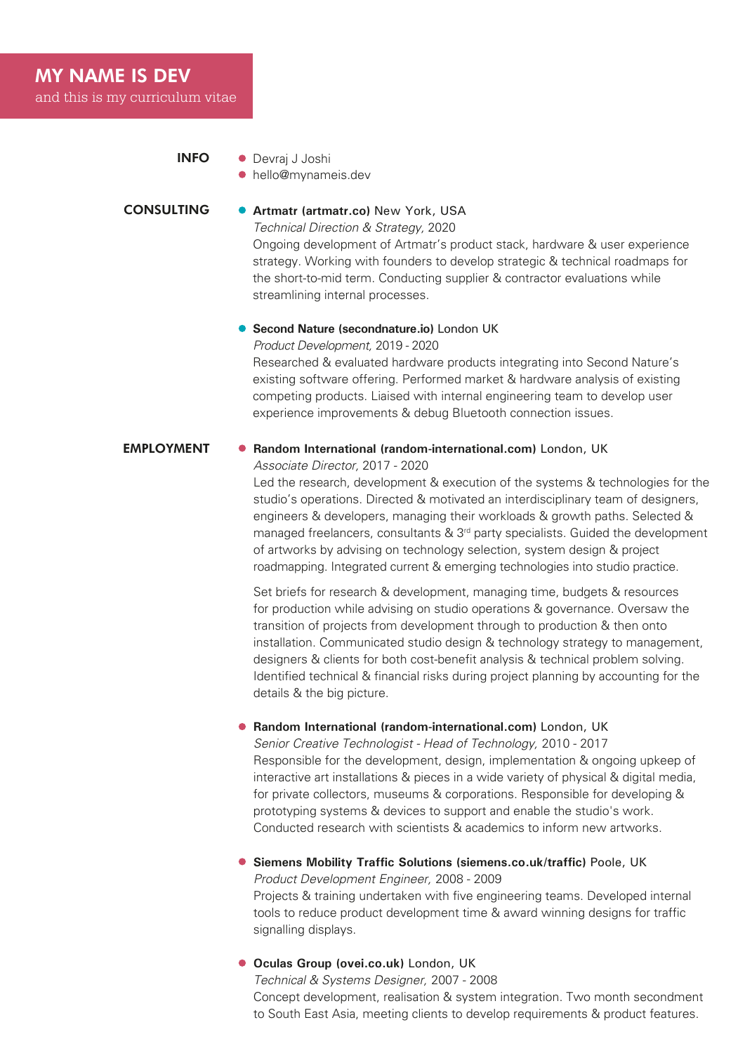# MY NAME IS DEV

and this is my curriculum vitae

## INFO

- Devraj J Joshi
- hello@mynameis.dev

## CONSULTING

- **Artmatr (artmatr.co)** New York, USA
  *Technical Direction & Strategy,* 2020
  Ongoing development of Artmatr's product stack, hardware & user experience strategy. Working with founders to develop strategic & technical roadmaps for the short-to-mid term. Conducting supplier & contractor evaluations while streamlining internal processes.

- **Second Nature (secondnature.io)** London UK
  *Product Development,* 2019 - 2020
  Researched & evaluated hardware products integrating into Second Nature's existing software offering. Performed market & hardware analysis of existing competing products. Liaised with internal engineering team to develop user experience improvements & debug Bluetooth connection issues.

## EMPLOYMENT

- **Random International (random-international.com)** London, UK
  *Associate Director,* 2017 - 2020
  Led the research, development & execution of the systems & technologies for the studio's operations. Directed & motivated an interdisciplinary team of designers, engineers & developers, managing their workloads & growth paths. Selected & managed freelancers, consultants & 3rd party specialists. Guided the development of artworks by advising on technology selection, system design & project roadmapping. Integrated current & emerging technologies into studio practice.

  Set briefs for research & development, managing time, budgets & resources for production while advising on studio operations & governance. Oversaw the transition of projects from development through to production & then onto installation. Communicated studio design & technology strategy to management, designers & clients for both cost-benefit analysis & technical problem solving. Identified technical & financial risks during project planning by accounting for the details & the big picture.

- **Random International (random-international.com)** London, UK
  *Senior Creative Technologist - Head of Technology,* 2010 - 2017
  Responsible for the development, design, implementation & ongoing upkeep of interactive art installations & pieces in a wide variety of physical & digital media, for private collectors, museums & corporations. Responsible for developing & prototyping systems & devices to support and enable the studio's work. Conducted research with scientists & academics to inform new artworks.

- **Siemens Mobility Traffic Solutions (siemens.co.uk/traffic)** Poole, UK
  *Product Development Engineer,* 2008 - 2009
  Projects & training undertaken with five engineering teams. Developed internal tools to reduce product development time & award winning designs for traffic signalling displays.

- **Oculas Group (ovei.co.uk)** London, UK
  *Technical & Systems Designer,* 2007 - 2008
  Concept development, realisation & system integration. Two month secondment to South East Asia, meeting clients to develop requirements & product features.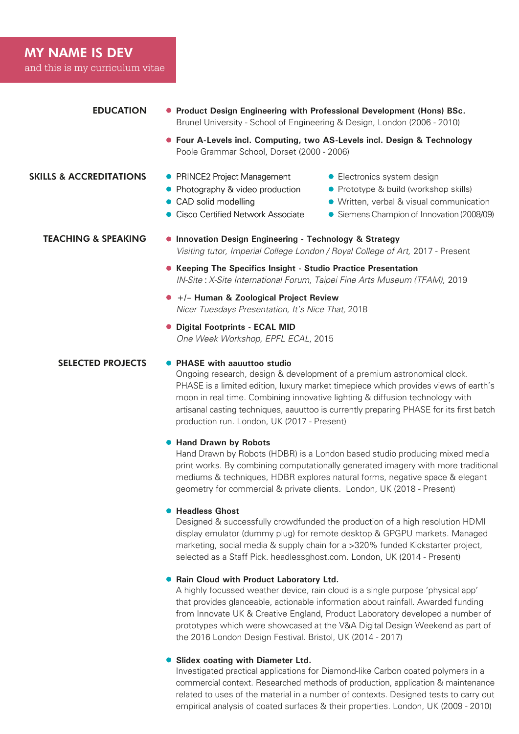# MY NAME IS DEV

and this is my curriculum vitae

## EDUCATION

- **Product Design Engineering with Professional Development (Hons) BSc.**
  Brunel University - School of Engineering & Design, London (2006 - 2010)
- **Four A-Levels incl. Computing, two AS-Levels incl. Design & Technology**
  Poole Grammar School, Dorset (2000 - 2006)

## SKILLS & ACCREDITATIONS

- PRINCE2 Project Management
- Photography & video production
- CAD solid modelling
- Cisco Certified Network Associate
- Electronics system design
- Prototype & build (workshop skills)
- Written, verbal & visual communication
- Siemens Champion of Innovation (2008/09)

## TEACHING & SPEAKING

- **Innovation Design Engineering - Technology & Strategy**
  *Visiting tutor, Imperial College London / Royal College of Art,* 2017 - Present
- **Keeping The Specifics Insight - Studio Practice Presentation**
  *IN-Site : X-Site International Forum, Taipei Fine Arts Museum (TFAM),* 2019
- **+/– Human & Zoological Project Review**
  *Nicer Tuesdays Presentation, It's Nice That,* 2018
- **Digital Footprints - ECAL MID**
  *One Week Workshop, EPFL ECAL,* 2015

## SELECTED PROJECTS

- **PHASE with aauuttoo studio**
  Ongoing research, design & development of a premium astronomical clock. PHASE is a limited edition, luxury market timepiece which provides views of earth's moon in real time. Combining innovative lighting & diffusion technology with artisanal casting techniques, aauuttoo is currently preparing PHASE for its first batch production run. London, UK (2017 - Present)

- **Hand Drawn by Robots**
  Hand Drawn by Robots (HDBR) is a London based studio producing mixed media print works. By combining computationally generated imagery with more traditional mediums & techniques, HDBR explores natural forms, negative space & elegant geometry for commercial & private clients. London, UK (2018 - Present)

- **Headless Ghost**
  Designed & successfully crowdfunded the production of a high resolution HDMI display emulator (dummy plug) for remote desktop & GPGPU markets. Managed marketing, social media & supply chain for a >320% funded Kickstarter project, selected as a Staff Pick. headlessghost.com. London, UK (2014 - Present)

- **Rain Cloud with Product Laboratory Ltd.**
  A highly focussed weather device, rain cloud is a single purpose 'physical app' that provides glanceable, actionable information about rainfall. Awarded funding from Innovate UK & Creative England, Product Laboratory developed a number of prototypes which were showcased at the V&A Digital Design Weekend as part of the 2016 London Design Festival. Bristol, UK (2014 - 2017)

- **Slidex coating with Diameter Ltd.**
  Investigated practical applications for Diamond-like Carbon coated polymers in a commercial context. Researched methods of production, application & maintenance related to uses of the material in a number of contexts. Designed tests to carry out empirical analysis of coated surfaces & their properties. London, UK (2009 - 2010)